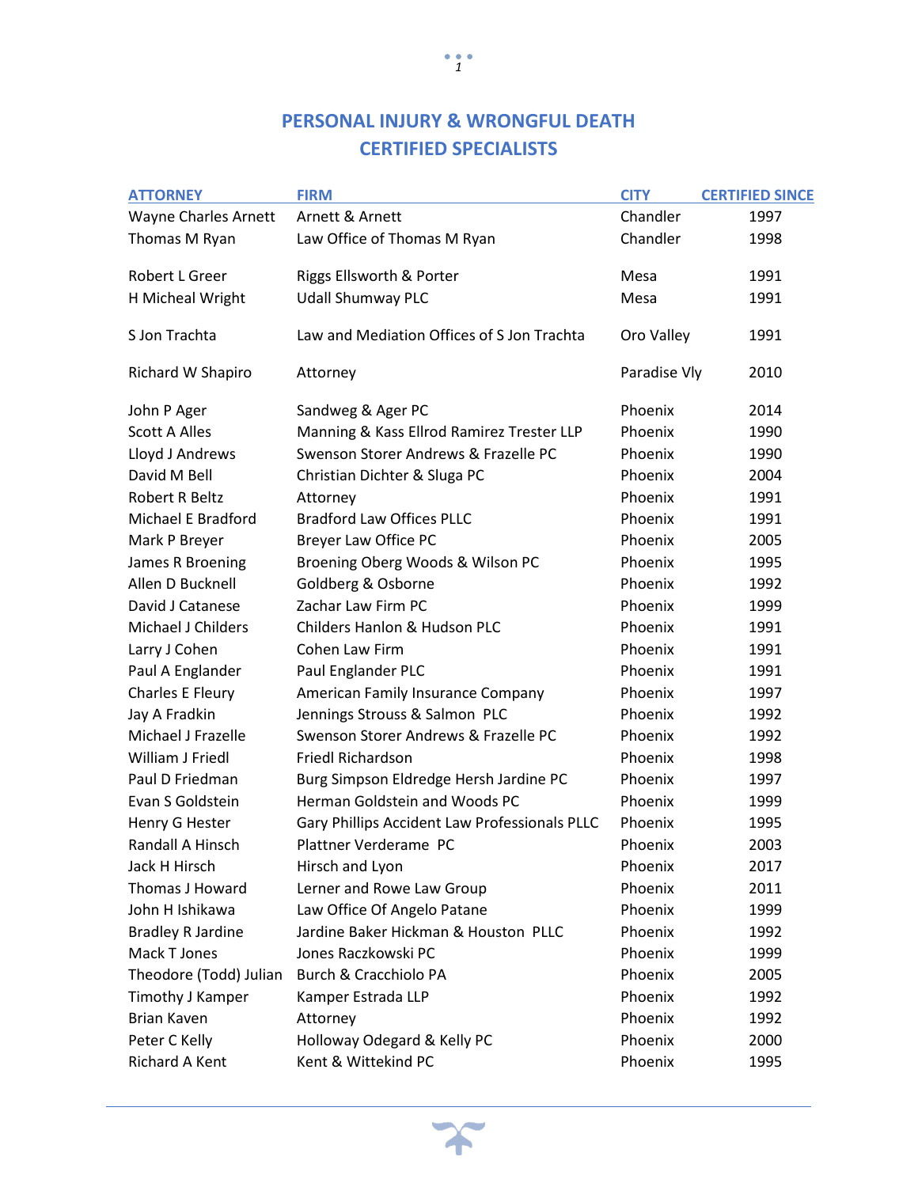# PERSONAL INJURY & WRONGFUL DEATH CERTIFIED SPECIALISTS

| ATTORNEY | FIRM | CITY | CERTIFIED SINCE |
|---|---|---|---|
| Wayne Charles Arnett | Arnett & Arnett | Chandler | 1997 |
| Thomas M Ryan | Law Office of Thomas M Ryan | Chandler | 1998 |
| Robert L Greer | Riggs Ellsworth & Porter | Mesa | 1991 |
| H Micheal Wright | Udall Shumway PLC | Mesa | 1991 |
| S Jon Trachta | Law and Mediation Offices of S Jon Trachta | Oro Valley | 1991 |
| Richard W Shapiro | Attorney | Paradise Vly | 2010 |
| John P Ager | Sandweg & Ager PC | Phoenix | 2014 |
| Scott A Alles | Manning & Kass Ellrod Ramirez Trester LLP | Phoenix | 1990 |
| Lloyd J Andrews | Swenson Storer Andrews & Frazelle PC | Phoenix | 1990 |
| David M Bell | Christian Dichter & Sluga PC | Phoenix | 2004 |
| Robert R Beltz | Attorney | Phoenix | 1991 |
| Michael E Bradford | Bradford Law Offices PLLC | Phoenix | 1991 |
| Mark P Breyer | Breyer Law Office PC | Phoenix | 2005 |
| James R Broening | Broening Oberg Woods & Wilson PC | Phoenix | 1995 |
| Allen D Bucknell | Goldberg & Osborne | Phoenix | 1992 |
| David J Catanese | Zachar Law Firm PC | Phoenix | 1999 |
| Michael J Childers | Childers Hanlon & Hudson PLC | Phoenix | 1991 |
| Larry J Cohen | Cohen Law Firm | Phoenix | 1991 |
| Paul A Englander | Paul Englander PLC | Phoenix | 1991 |
| Charles E Fleury | American Family Insurance Company | Phoenix | 1997 |
| Jay A Fradkin | Jennings Strouss & Salmon PLC | Phoenix | 1992 |
| Michael J Frazelle | Swenson Storer Andrews & Frazelle PC | Phoenix | 1992 |
| William J Friedl | Friedl Richardson | Phoenix | 1998 |
| Paul D Friedman | Burg Simpson Eldredge Hersh Jardine PC | Phoenix | 1997 |
| Evan S Goldstein | Herman Goldstein and Woods PC | Phoenix | 1999 |
| Henry G Hester | Gary Phillips Accident Law Professionals PLLC | Phoenix | 1995 |
| Randall A Hinsch | Plattner Verderame PC | Phoenix | 2003 |
| Jack H Hirsch | Hirsch and Lyon | Phoenix | 2017 |
| Thomas J Howard | Lerner and Rowe Law Group | Phoenix | 2011 |
| John H Ishikawa | Law Office Of Angelo Patane | Phoenix | 1999 |
| Bradley R Jardine | Jardine Baker Hickman & Houston PLLC | Phoenix | 1992 |
| Mack T Jones | Jones Raczkowski PC | Phoenix | 1999 |
| Theodore (Todd) Julian | Burch & Cracchiolo PA | Phoenix | 2005 |
| Timothy J Kamper | Kamper Estrada LLP | Phoenix | 1992 |
| Brian Kaven | Attorney | Phoenix | 1992 |
| Peter C Kelly | Holloway Odegard & Kelly PC | Phoenix | 2000 |
| Richard A Kent | Kent & Wittekind PC | Phoenix | 1995 |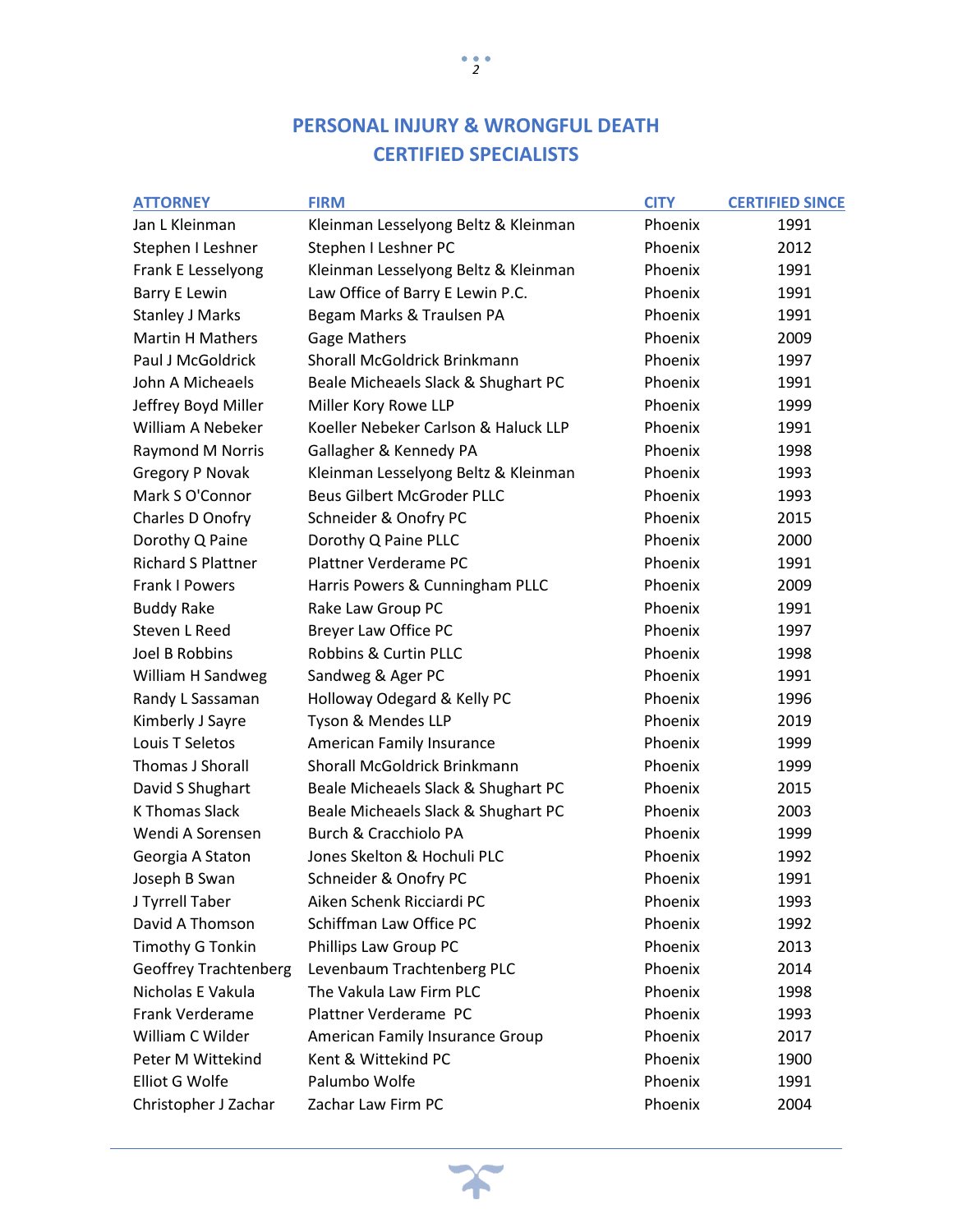## PERSONAL INJURY & WRONGFUL DEATH CERTIFIED SPECIALISTS

| ATTORNEY | FIRM | CITY | CERTIFIED SINCE |
|---|---|---|---|
| Jan L Kleinman | Kleinman Lesselyong Beltz & Kleinman | Phoenix | 1991 |
| Stephen I Leshner | Stephen I Leshner PC | Phoenix | 2012 |
| Frank E Lesselyong | Kleinman Lesselyong Beltz & Kleinman | Phoenix | 1991 |
| Barry E Lewin | Law Office of Barry E Lewin P.C. | Phoenix | 1991 |
| Stanley J Marks | Begam Marks & Traulsen PA | Phoenix | 1991 |
| Martin H Mathers | Gage Mathers | Phoenix | 2009 |
| Paul J McGoldrick | Shorall McGoldrick Brinkmann | Phoenix | 1997 |
| John A Micheaels | Beale Micheaels Slack & Shughart PC | Phoenix | 1991 |
| Jeffrey Boyd Miller | Miller Kory Rowe LLP | Phoenix | 1999 |
| William A Nebeker | Koeller Nebeker Carlson & Haluck LLP | Phoenix | 1991 |
| Raymond M Norris | Gallagher & Kennedy PA | Phoenix | 1998 |
| Gregory P Novak | Kleinman Lesselyong Beltz & Kleinman | Phoenix | 1993 |
| Mark S O'Connor | Beus Gilbert McGroder PLLC | Phoenix | 1993 |
| Charles D Onofry | Schneider & Onofry PC | Phoenix | 2015 |
| Dorothy Q Paine | Dorothy Q Paine PLLC | Phoenix | 2000 |
| Richard S Plattner | Plattner Verderame PC | Phoenix | 1991 |
| Frank I Powers | Harris Powers & Cunningham PLLC | Phoenix | 2009 |
| Buddy Rake | Rake Law Group PC | Phoenix | 1991 |
| Steven L Reed | Breyer Law Office PC | Phoenix | 1997 |
| Joel B Robbins | Robbins & Curtin PLLC | Phoenix | 1998 |
| William H Sandweg | Sandweg & Ager PC | Phoenix | 1991 |
| Randy L Sassaman | Holloway Odegard & Kelly PC | Phoenix | 1996 |
| Kimberly J Sayre | Tyson & Mendes LLP | Phoenix | 2019 |
| Louis T Seletos | American Family Insurance | Phoenix | 1999 |
| Thomas J Shorall | Shorall McGoldrick Brinkmann | Phoenix | 1999 |
| David S Shughart | Beale Micheaels Slack & Shughart PC | Phoenix | 2015 |
| K Thomas Slack | Beale Micheaels Slack & Shughart PC | Phoenix | 2003 |
| Wendi A Sorensen | Burch & Cracchiolo PA | Phoenix | 1999 |
| Georgia A Staton | Jones Skelton & Hochuli PLC | Phoenix | 1992 |
| Joseph B Swan | Schneider & Onofry PC | Phoenix | 1991 |
| J Tyrrell Taber | Aiken Schenk Ricciardi PC | Phoenix | 1993 |
| David A Thomson | Schiffman Law Office PC | Phoenix | 1992 |
| Timothy G Tonkin | Phillips Law Group PC | Phoenix | 2013 |
| Geoffrey Trachtenberg | Levenbaum Trachtenberg PLC | Phoenix | 2014 |
| Nicholas E Vakula | The Vakula Law Firm PLC | Phoenix | 1998 |
| Frank Verderame | Plattner Verderame PC | Phoenix | 1993 |
| William C Wilder | American Family Insurance Group | Phoenix | 2017 |
| Peter M Wittekind | Kent & Wittekind PC | Phoenix | 1900 |
| Elliot G Wolfe | Palumbo Wolfe | Phoenix | 1991 |
| Christopher J Zachar | Zachar Law Firm PC | Phoenix | 2004 |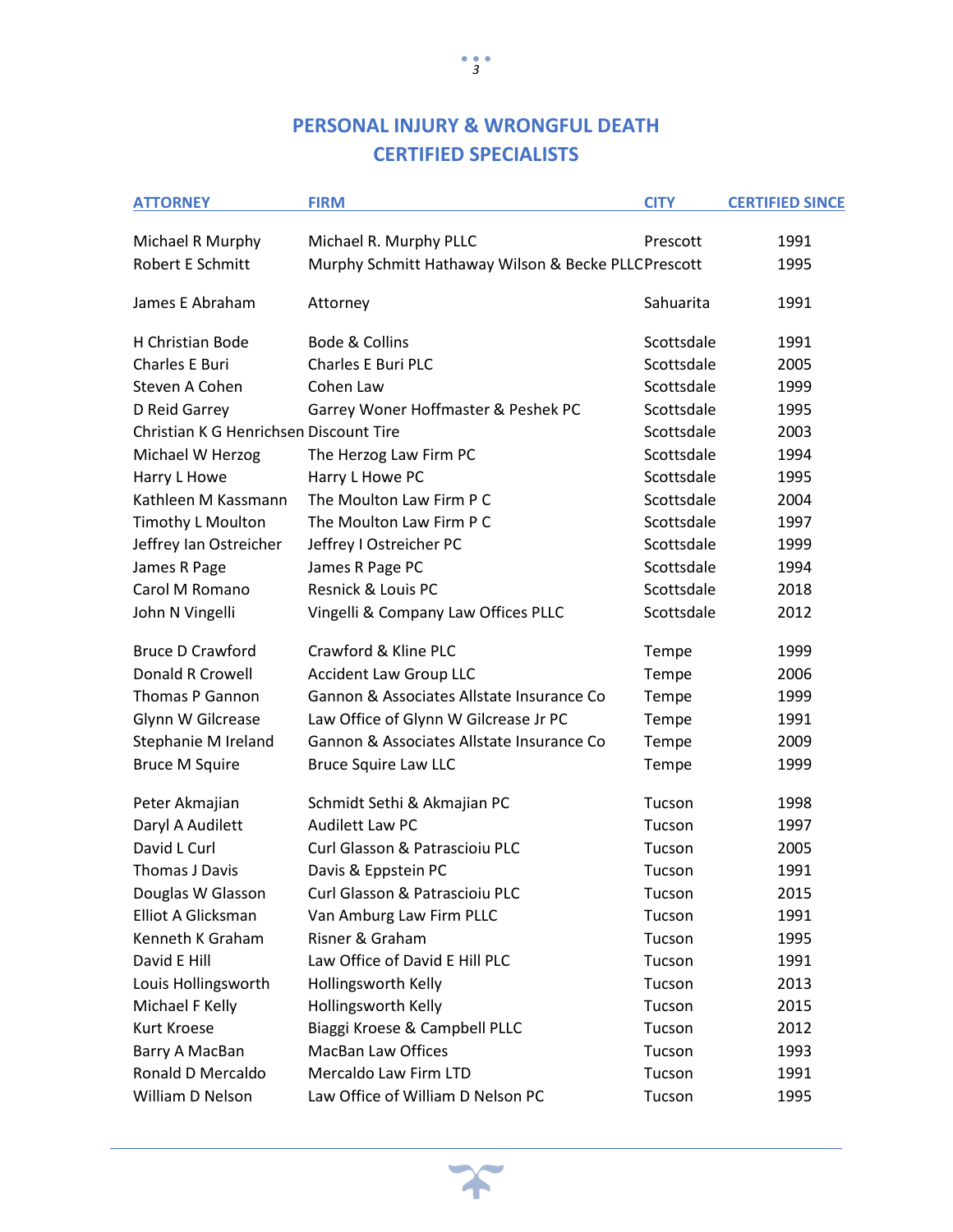## PERSONAL INJURY & WRONGFUL DEATH CERTIFIED SPECIALISTS

| ATTORNEY | FIRM | CITY | CERTIFIED SINCE |
|---|---|---|---|
| Michael R Murphy | Michael R. Murphy PLLC | Prescott | 1991 |
| Robert E Schmitt | Murphy Schmitt Hathaway Wilson & Becke PLLC | Prescott | 1995 |
| James E Abraham | Attorney | Sahuarita | 1991 |
| H Christian Bode | Bode & Collins | Scottsdale | 1991 |
| Charles E Buri | Charles E Buri PLC | Scottsdale | 2005 |
| Steven A Cohen | Cohen Law | Scottsdale | 1999 |
| D Reid Garrey | Garrey Woner Hoffmaster & Peshek PC | Scottsdale | 1995 |
| Christian K G Henrichsen | Discount Tire | Scottsdale | 2003 |
| Michael W Herzog | The Herzog Law Firm PC | Scottsdale | 1994 |
| Harry L Howe | Harry L Howe PC | Scottsdale | 1995 |
| Kathleen M Kassmann | The Moulton Law Firm P C | Scottsdale | 2004 |
| Timothy L Moulton | The Moulton Law Firm P C | Scottsdale | 1997 |
| Jeffrey Ian Ostreicher | Jeffrey I Ostreicher PC | Scottsdale | 1999 |
| James R Page | James R Page PC | Scottsdale | 1994 |
| Carol M Romano | Resnick & Louis PC | Scottsdale | 2018 |
| John N Vingelli | Vingelli & Company Law Offices PLLC | Scottsdale | 2012 |
| Bruce D Crawford | Crawford & Kline PLC | Tempe | 1999 |
| Donald R Crowell | Accident Law Group LLC | Tempe | 2006 |
| Thomas P Gannon | Gannon & Associates Allstate Insurance Co | Tempe | 1999 |
| Glynn W Gilcrease | Law Office of Glynn W Gilcrease Jr PC | Tempe | 1991 |
| Stephanie M Ireland | Gannon & Associates Allstate Insurance Co | Tempe | 2009 |
| Bruce M Squire | Bruce Squire Law LLC | Tempe | 1999 |
| Peter Akmajian | Schmidt Sethi & Akmajian PC | Tucson | 1998 |
| Daryl A Audilett | Audilett Law PC | Tucson | 1997 |
| David L Curl | Curl Glasson & Patrascioiu PLC | Tucson | 2005 |
| Thomas J Davis | Davis & Eppstein PC | Tucson | 1991 |
| Douglas W Glasson | Curl Glasson & Patrascioiu PLC | Tucson | 2015 |
| Elliot A Glicksman | Van Amburg Law Firm PLLC | Tucson | 1991 |
| Kenneth K Graham | Risner & Graham | Tucson | 1995 |
| David E Hill | Law Office of David E Hill PLC | Tucson | 1991 |
| Louis Hollingsworth | Hollingsworth Kelly | Tucson | 2013 |
| Michael F Kelly | Hollingsworth Kelly | Tucson | 2015 |
| Kurt Kroese | Biaggi Kroese & Campbell PLLC | Tucson | 2012 |
| Barry A MacBan | MacBan Law Offices | Tucson | 1993 |
| Ronald D Mercaldo | Mercaldo Law Firm LTD | Tucson | 1991 |
| William D Nelson | Law Office of William D Nelson PC | Tucson | 1995 |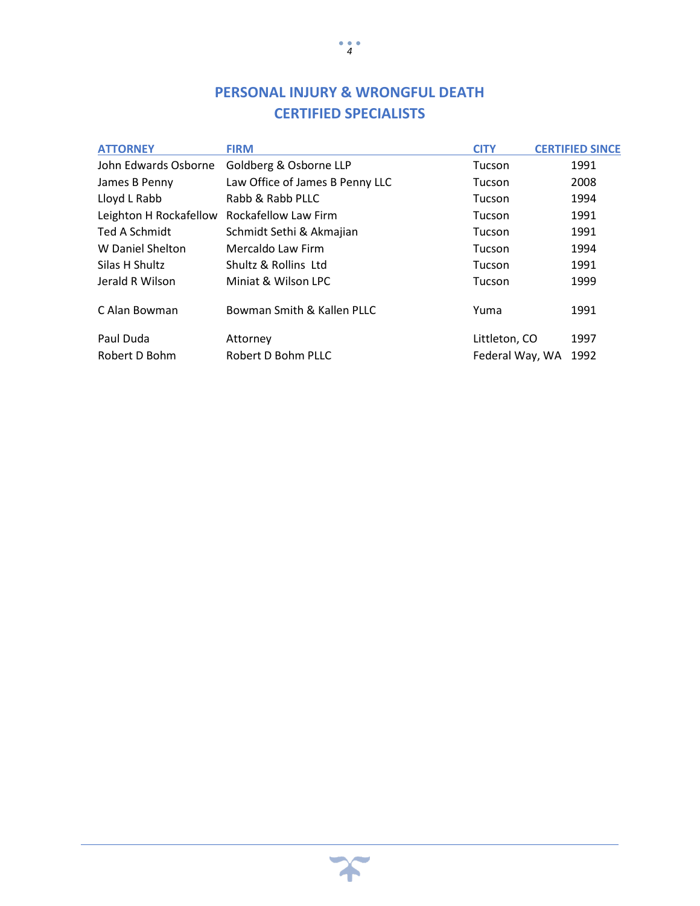## PERSONAL INJURY & WRONGFUL DEATH CERTIFIED SPECIALISTS

| ATTORNEY | FIRM | CITY | CERTIFIED SINCE |
|---|---|---|---|
| John Edwards Osborne | Goldberg & Osborne LLP | Tucson | 1991 |
| James B Penny | Law Office of James B Penny LLC | Tucson | 2008 |
| Lloyd L Rabb | Rabb & Rabb PLLC | Tucson | 1994 |
| Leighton H Rockafellow | Rockafellow Law Firm | Tucson | 1991 |
| Ted A Schmidt | Schmidt Sethi & Akmajian | Tucson | 1991 |
| W Daniel Shelton | Mercaldo Law Firm | Tucson | 1994 |
| Silas H Shultz | Shultz & Rollins Ltd | Tucson | 1991 |
| Jerald R Wilson | Miniat & Wilson LPC | Tucson | 1999 |
| C Alan Bowman | Bowman Smith & Kallen PLLC | Yuma | 1991 |
| Paul Duda | Attorney | Littleton, CO | 1997 |
| Robert D Bohm | Robert D Bohm PLLC | Federal Way, WA | 1992 |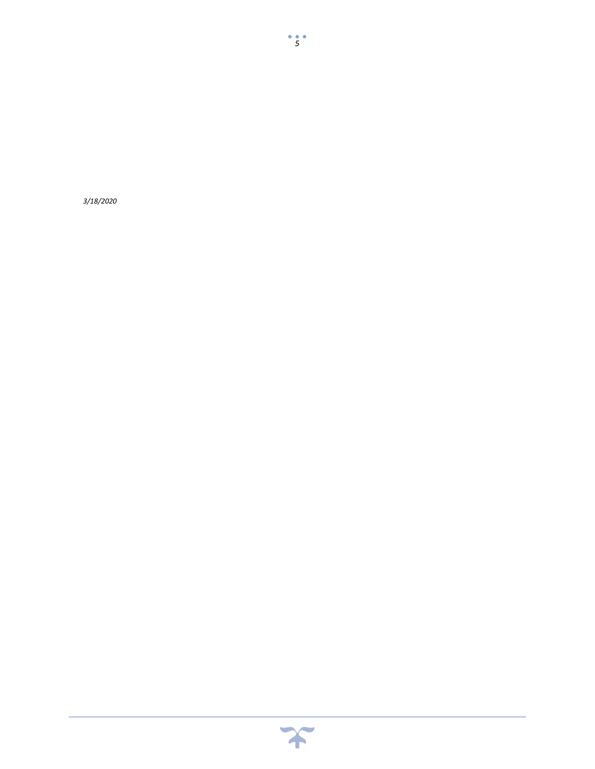*3/18/2020*